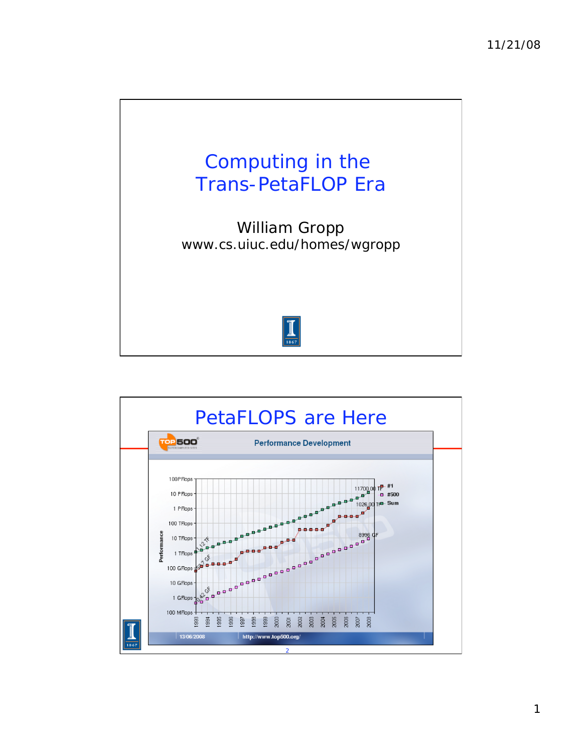# Computing in the Trans-PetaFLOP Era

William Gropp
www.cs.uiuc.edu/homes/wgropp

## PetaFLOPS are Here

Performance Development

| | |
|---|---|
| Performance | 100 MFlops – 100 PFlops |
| #1 | 1026.00 TF |
| #500 | 8996 GF |
| Sum | 11700.00 TF |

Annotations: 1.12 TF, 59.7 GF, 0.42 GF

1993 1994 1995 1996 1997 1998 1999 2000 2001 2002 2003 2004 2005 2006 2007 2008

13/06/2008 http://www.top500.org/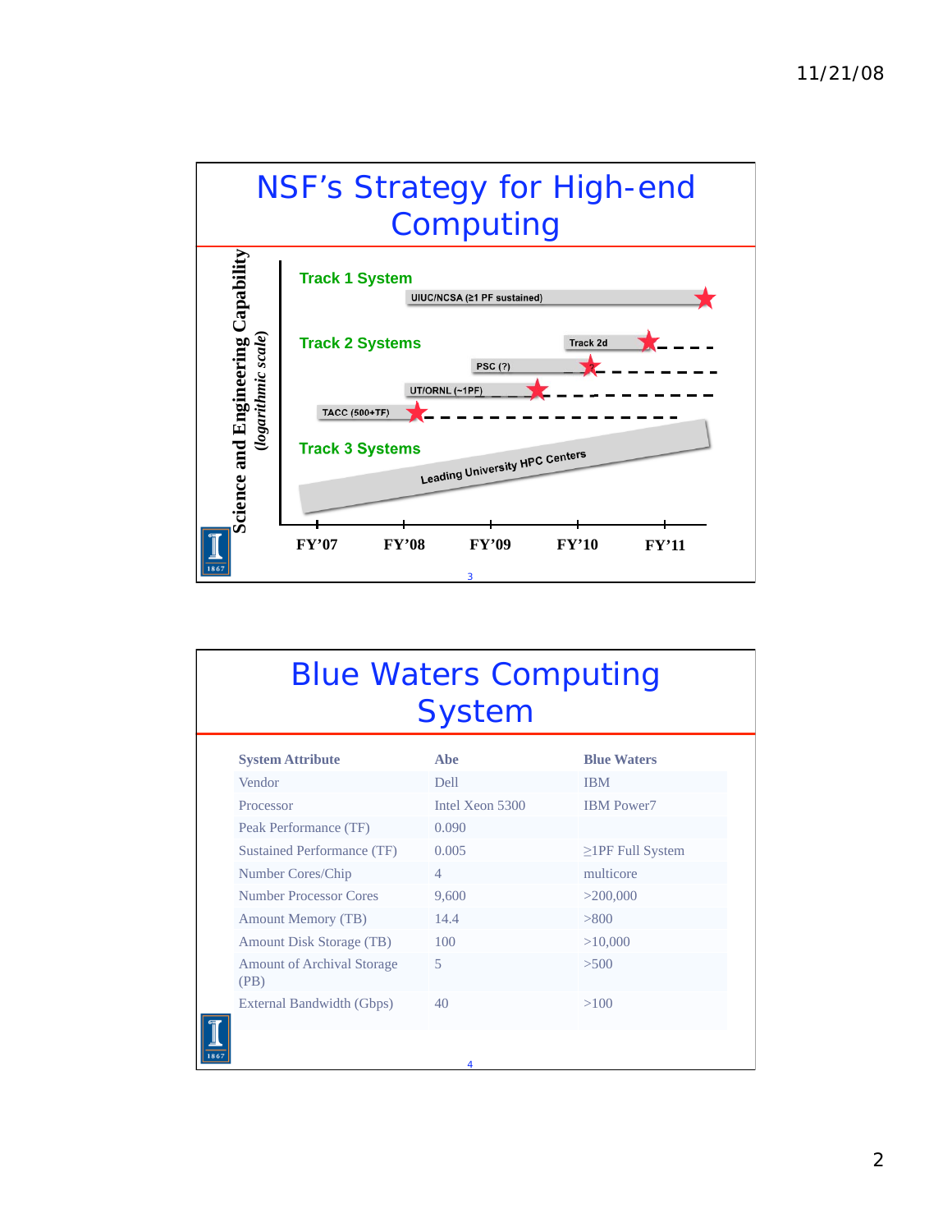# NSF's Strategy for High-end Computing

Science and Engineering Capability *(logarithmic scale)*

**Track 1 System**

UIUC/NCSA (≥1 PF sustained)

**Track 2 Systems**

Track 2d

PSC (?)

UT/ORNL (~1PF)

TACC (500+TF)

**Track 3 Systems**

Leading University HPC Centers

FY'07 FY'08 FY'09 FY'10 FY'11

# Blue Waters Computing System

| System Attribute | Abe | Blue Waters |
|---|---|---|
| Vendor | Dell | IBM |
| Processor | Intel Xeon 5300 | IBM Power7 |
| Peak Performance (TF) | 0.090 | |
| Sustained Performance (TF) | 0.005 | ≥1PF Full System |
| Number Cores/Chip | 4 | multicore |
| Number Processor Cores | 9,600 | >200,000 |
| Amount Memory (TB) | 14.4 | >800 |
| Amount Disk Storage (TB) | 100 | >10,000 |
| Amount of Archival Storage (PB) | 5 | >500 |
| External Bandwidth (Gbps) | 40 | >100 |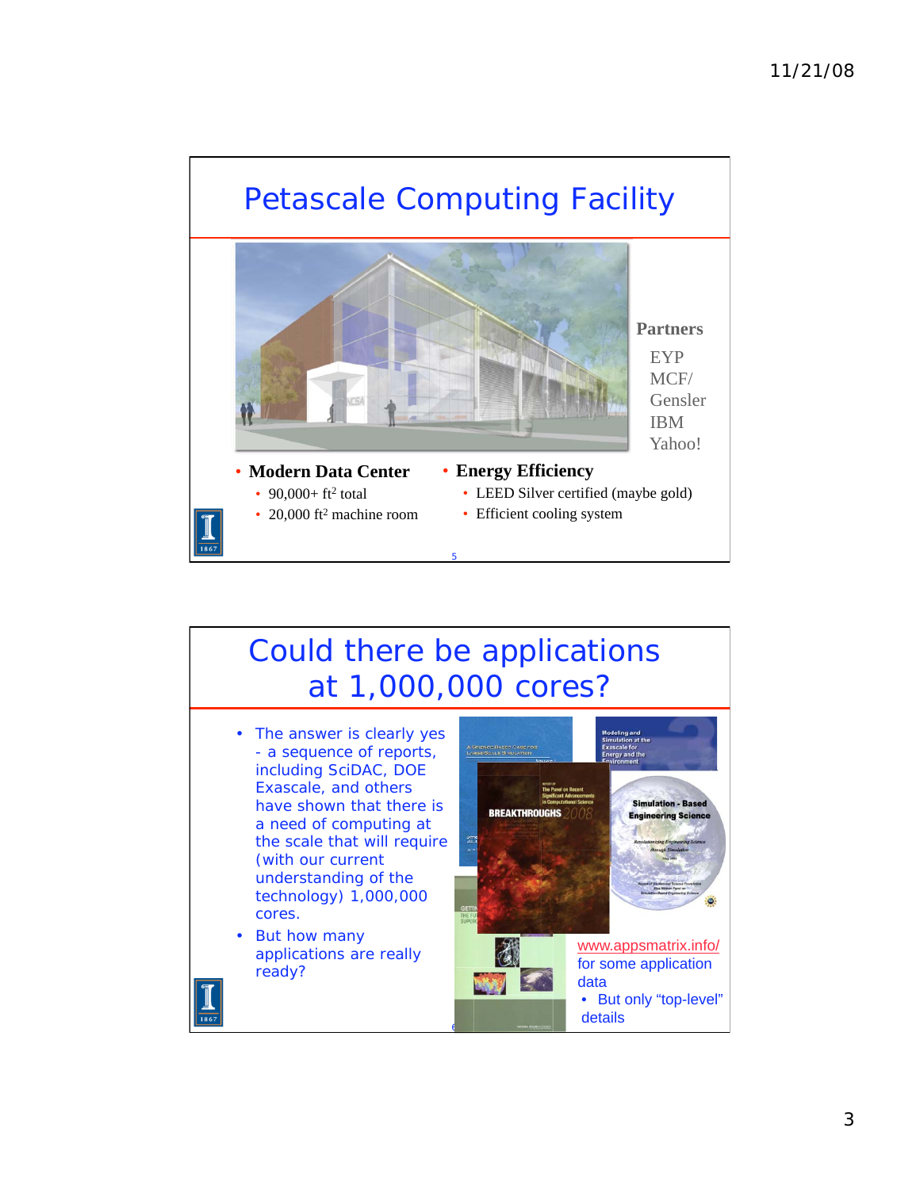## Petascale Computing Facility

**Partners**

- EYP MCF/ Gensler
- IBM
- Yahoo!

- **Modern Data Center**
  - 90,000+ ft$^2$ total
  - 20,000 ft$^2$ machine room
- **Energy Efficiency**
  - LEED Silver certified (maybe gold)
  - Efficient cooling system

## Could there be applications at 1,000,000 cores?

- The answer is clearly yes - a sequence of reports, including SciDAC, DOE Exascale, and others have shown that there is a need of computing at the scale that will require (with our current understanding of the technology) 1,000,000 cores.
- But how many applications are really ready?

www.appsmatrix.info/ for some application data

- But only “top-level” details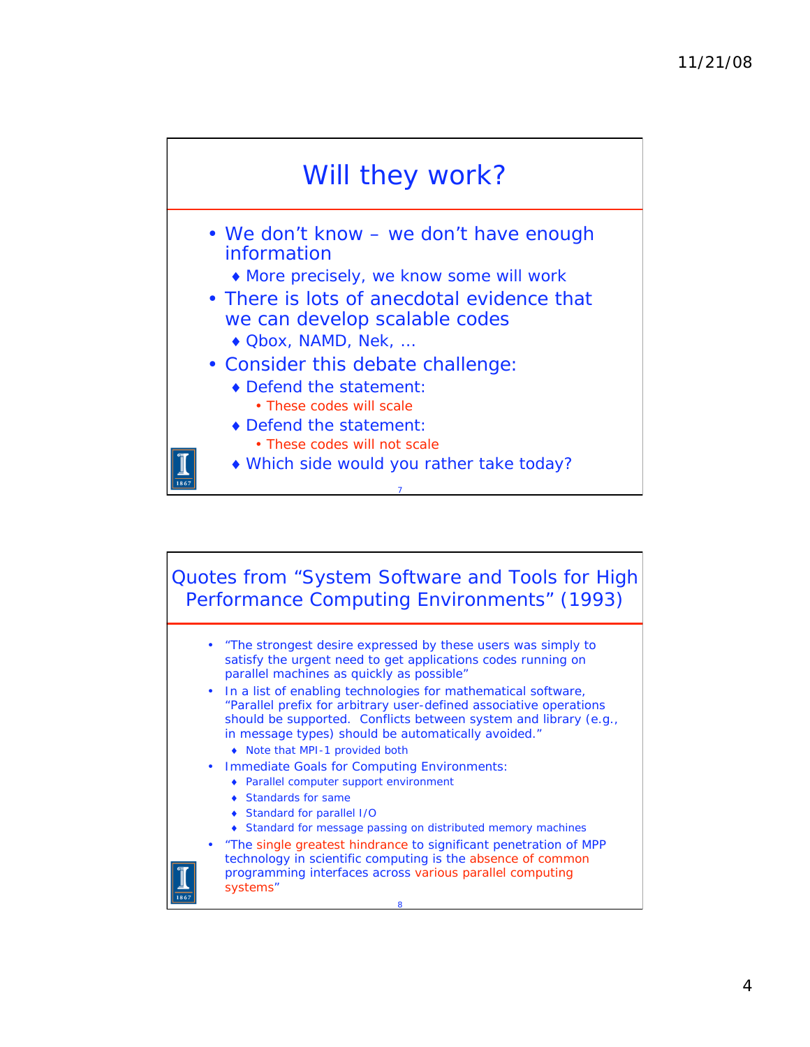## Will they work?

- We don't know – we don't have enough information
  - More precisely, we know some will work
- There is lots of anecdotal evidence that we can develop scalable codes
  - Qbox, NAMD, Nek, …
- Consider this debate challenge:
  - Defend the statement:
    - These codes will scale
  - Defend the statement:
    - These codes will not scale
  - Which side would you rather take today?

## Quotes from "System Software and Tools for High Performance Computing Environments" (1993)

- "The strongest desire expressed by these users was simply to satisfy the urgent need to get applications codes running on parallel machines as quickly as possible"
- In a list of enabling technologies for mathematical software, "Parallel prefix for arbitrary user-defined associative operations should be supported. Conflicts between system and library (e.g., in message types) should be automatically avoided."
  - Note that MPI-1 provided both
- Immediate Goals for Computing Environments:
  - Parallel computer support environment
  - Standards for same
  - Standard for parallel I/O
  - Standard for message passing on distributed memory machines
- "The single greatest hindrance to significant penetration of MPP technology in scientific computing is the absence of common programming interfaces across various parallel computing systems"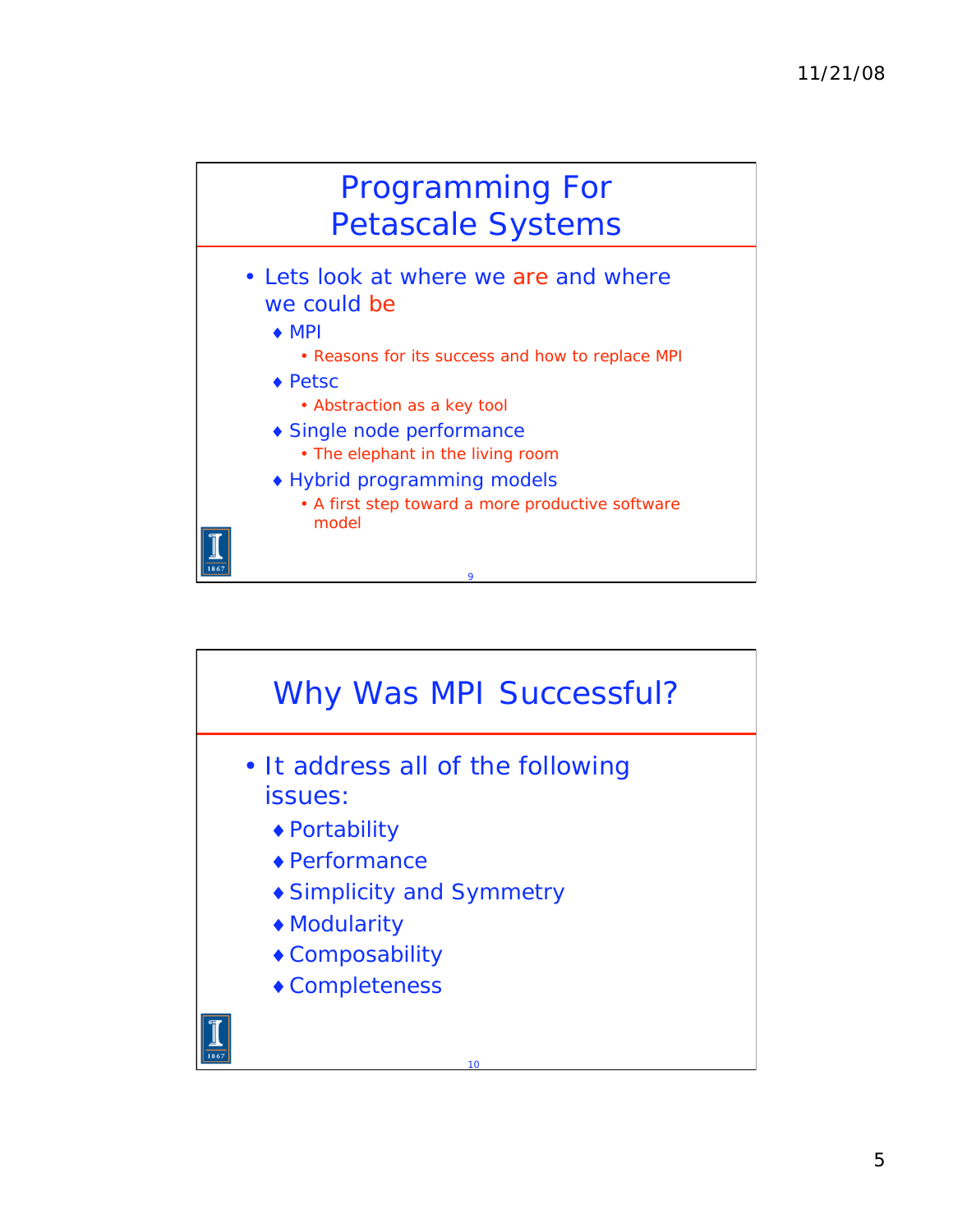## Programming For Petascale Systems

- Lets look at where we are and where we could be
  - MPI
    - Reasons for its success and how to replace MPI
  - Petsc
    - Abstraction as a key tool
  - Single node performance
    - The elephant in the living room
  - Hybrid programming models
    - A first step toward a more productive software model

## Why Was MPI Successful?

- It address all of the following issues:
  - Portability
  - Performance
  - Simplicity and Symmetry
  - Modularity
  - Composability
  - Completeness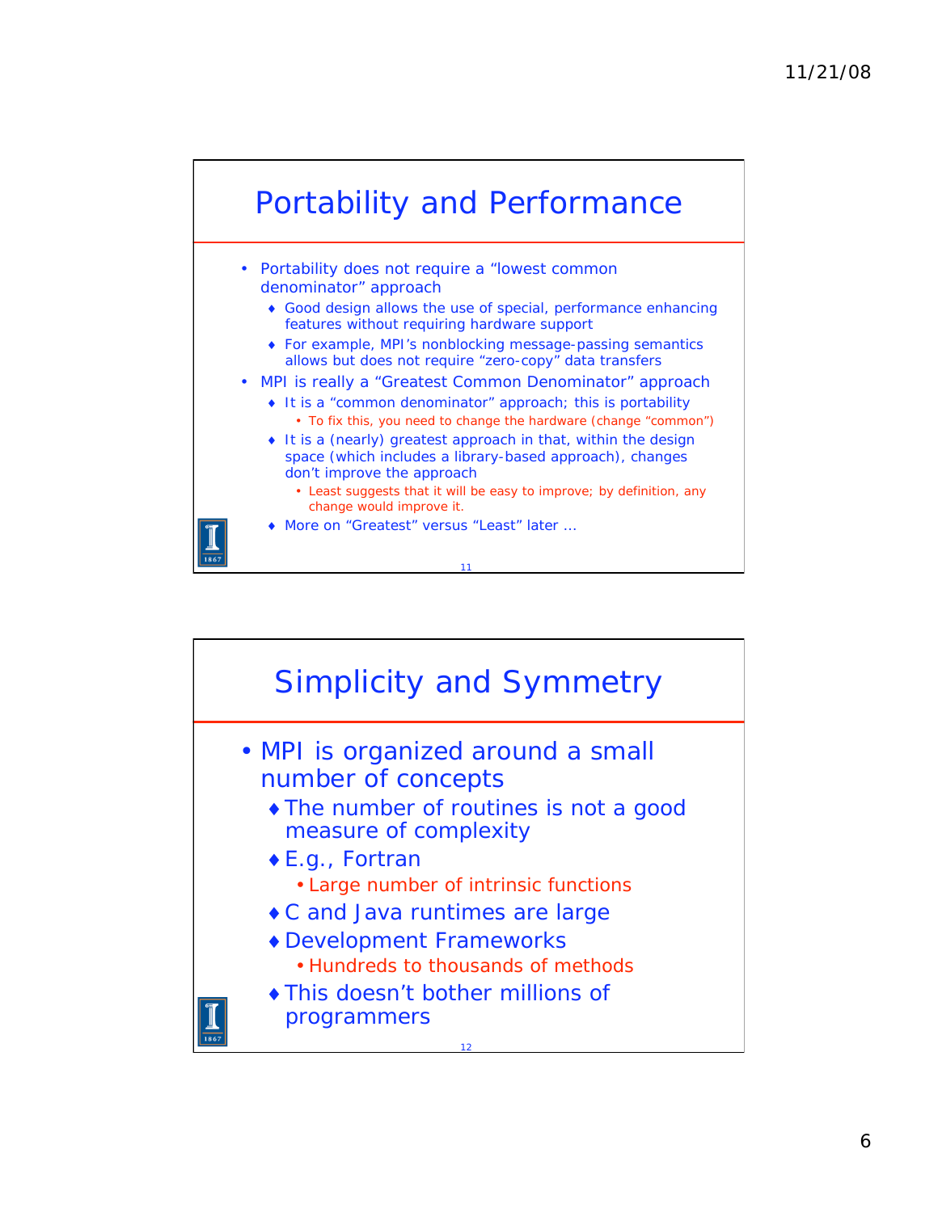## Portability and Performance

- Portability does not require a "lowest common denominator" approach
  - Good design allows the use of special, performance enhancing features without requiring hardware support
  - For example, MPI's nonblocking message-passing semantics allows but does not require "zero-copy" data transfers
- MPI is really a "Greatest Common Denominator" approach
  - It is a "common denominator" approach; this is portability
    - To fix this, you need to change the hardware (change "common")
  - It is a (nearly) greatest approach in that, within the design space (which includes a library-based approach), changes don't improve the approach
    - Least suggests that it will be easy to improve; by definition, any change would improve it.
  - More on "Greatest" versus "Least" later …

## Simplicity and Symmetry

- MPI is organized around a small number of concepts
  - The number of routines is not a good measure of complexity
  - E.g., Fortran
    - Large number of intrinsic functions
  - C and Java runtimes are large
  - Development Frameworks
    - Hundreds to thousands of methods
  - This doesn't bother millions of programmers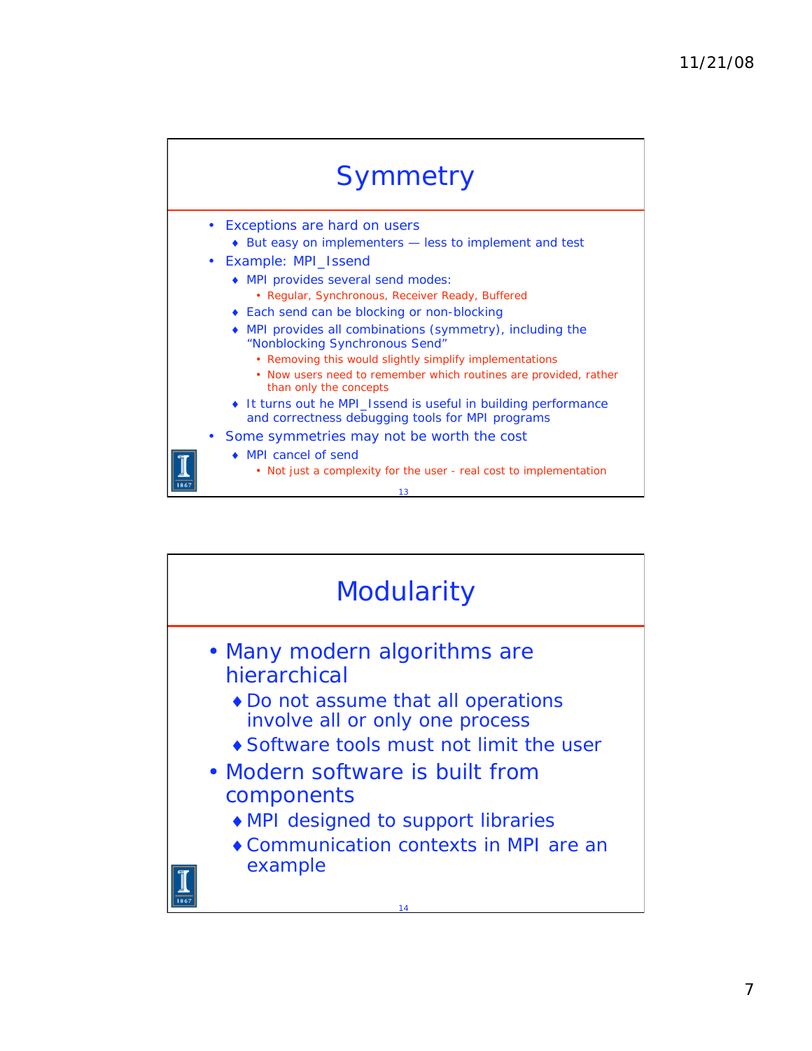## Symmetry

- Exceptions are hard on users
  - But easy on implementers — less to implement and test
- Example: MPI_Issend
  - MPI provides several send modes:
    - Regular, Synchronous, Receiver Ready, Buffered
  - Each send can be blocking or non-blocking
  - MPI provides all combinations (symmetry), including the "Nonblocking Synchronous Send"
    - Removing this would slightly simplify implementations
    - Now users need to remember which routines are provided, rather than only the concepts
  - It turns out he MPI_Issend is useful in building performance and correctness debugging tools for MPI programs
- Some symmetries may not be worth the cost
  - MPI cancel of send
    - Not just a complexity for the user - real cost to implementation

## Modularity

- Many modern algorithms are hierarchical
  - Do not assume that all operations involve all or only one process
  - Software tools must not limit the user
- Modern software is built from components
  - MPI designed to support libraries
  - Communication contexts in MPI are an example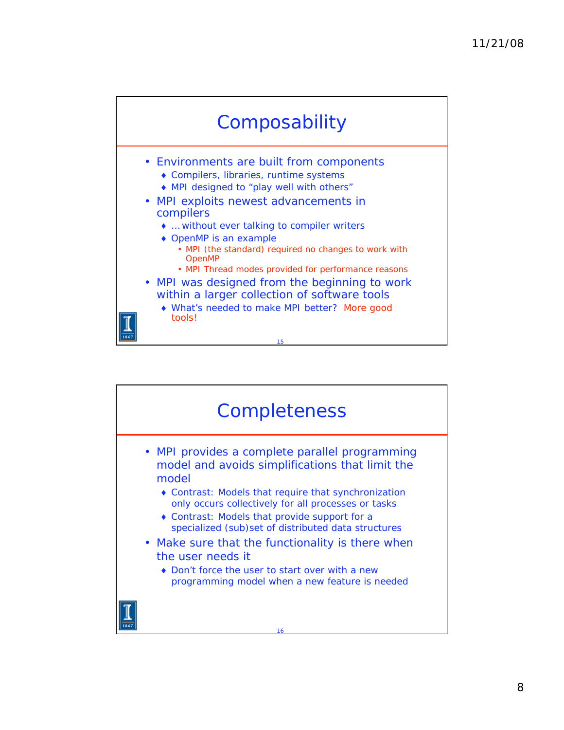## Composability

- Environments are built from components
  - Compilers, libraries, runtime systems
  - MPI designed to "play well with others"
- MPI exploits newest advancements in compilers
  - … without ever talking to compiler writers
  - OpenMP is an example
    - MPI (the standard) required no changes to work with OpenMP
    - MPI Thread modes provided for performance reasons
- MPI was designed from the beginning to work within a larger collection of software tools
  - What's needed to make MPI better? More good tools!

## Completeness

- MPI provides a complete parallel programming model and avoids simplifications that limit the model
  - Contrast: Models that require that synchronization only occurs collectively for all processes or tasks
  - Contrast: Models that provide support for a specialized (sub)set of distributed data structures
- Make sure that the functionality is there when the user needs it
  - Don't force the user to start over with a new programming model when a new feature is needed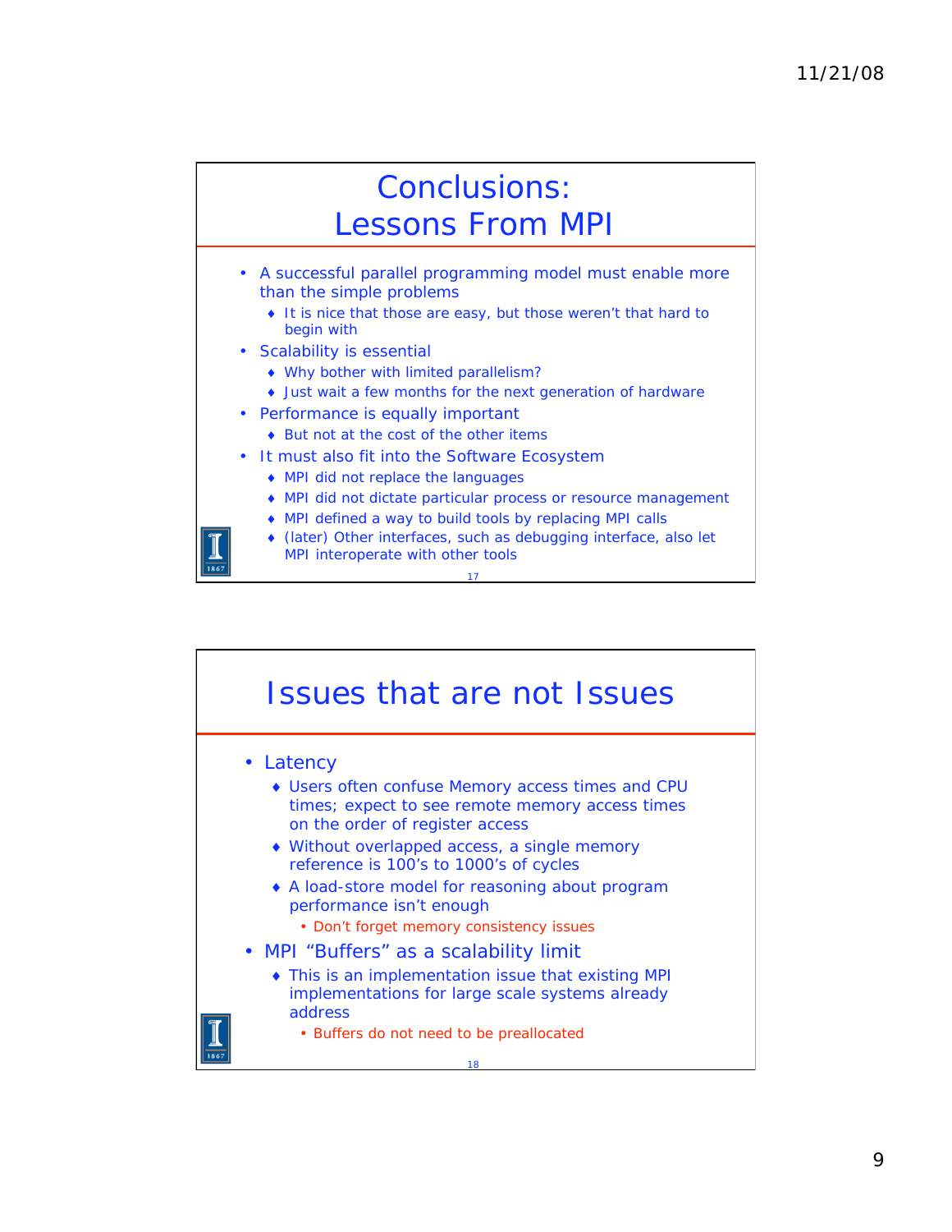## Conclusions: Lessons From MPI

- A successful parallel programming model must enable more than the simple problems
  - It is nice that those are easy, but those weren't that hard to begin with
- Scalability is essential
  - Why bother with limited parallelism?
  - Just wait a few months for the next generation of hardware
- Performance is equally important
  - But not at the cost of the other items
- It must also fit into the Software Ecosystem
  - MPI did not replace the languages
  - MPI did not dictate particular process or resource management
  - MPI defined a way to build tools by replacing MPI calls
  - (later) Other interfaces, such as debugging interface, also let MPI interoperate with other tools

## Issues that are not Issues

- Latency
  - Users often confuse Memory access times and CPU times; expect to see remote memory access times on the order of register access
  - Without overlapped access, a single memory reference is 100's to 1000's of cycles
  - A load-store model for reasoning about program performance isn't enough
    - Don't forget memory consistency issues
- MPI "Buffers" as a scalability limit
  - This is an implementation issue that existing MPI implementations for large scale systems already address
    - Buffers do not need to be preallocated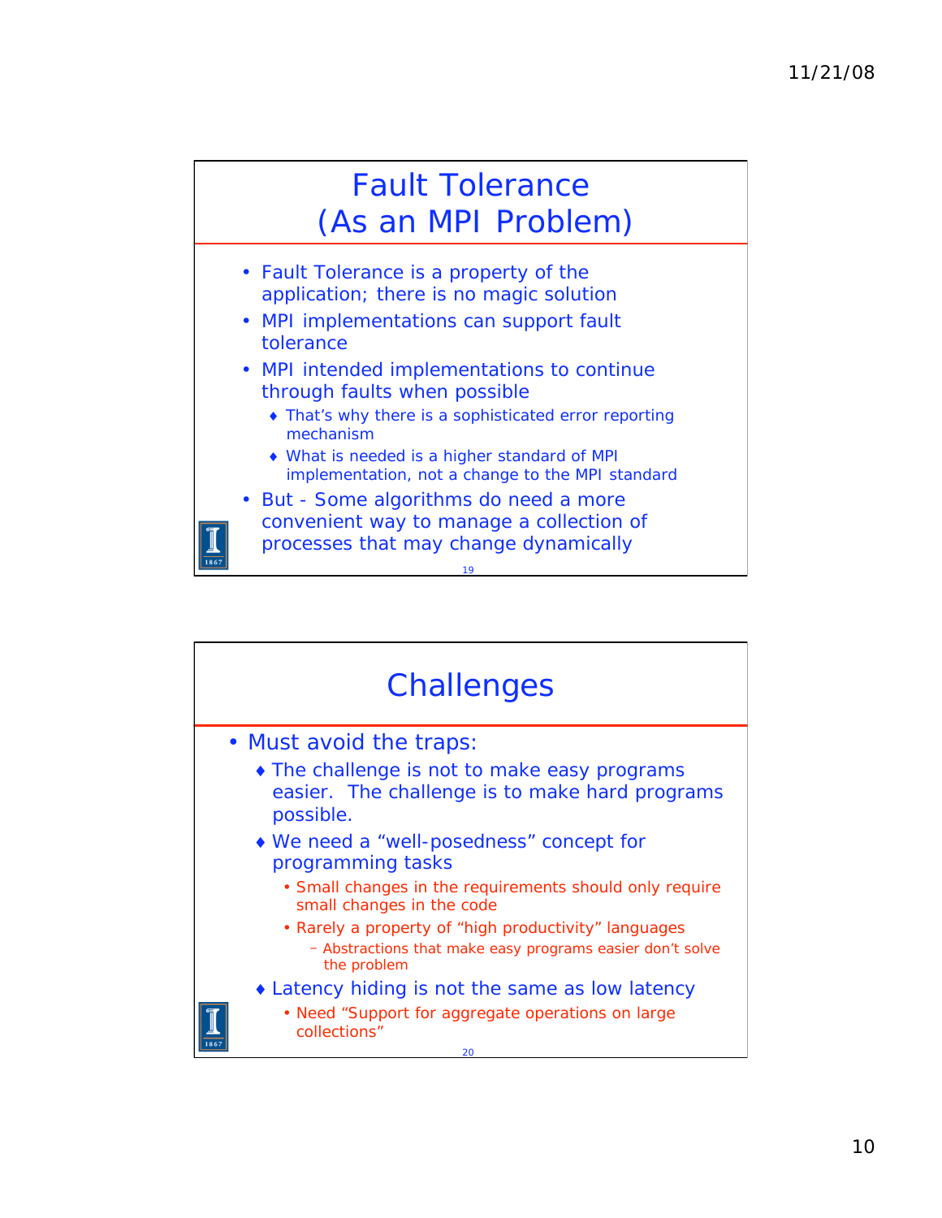## Fault Tolerance (As an MPI Problem)

- Fault Tolerance is a property of the application; there is no magic solution
- MPI implementations can support fault tolerance
- MPI intended implementations to continue through faults when possible
  - That's why there is a sophisticated error reporting mechanism
  - What is needed is a higher standard of MPI implementation, not a change to the MPI standard
- But - Some algorithms do need a more convenient way to manage a collection of processes that may change dynamically

## Challenges

- Must avoid the traps:
  - The challenge is not to make easy programs easier. The challenge is to make hard programs possible.
  - We need a "well-posedness" concept for programming tasks
    - Small changes in the requirements should only require small changes in the code
    - Rarely a property of "high productivity" languages
      - Abstractions that make easy programs easier don't solve the problem
  - Latency hiding is not the same as low latency
    - Need "Support for aggregate operations on large collections"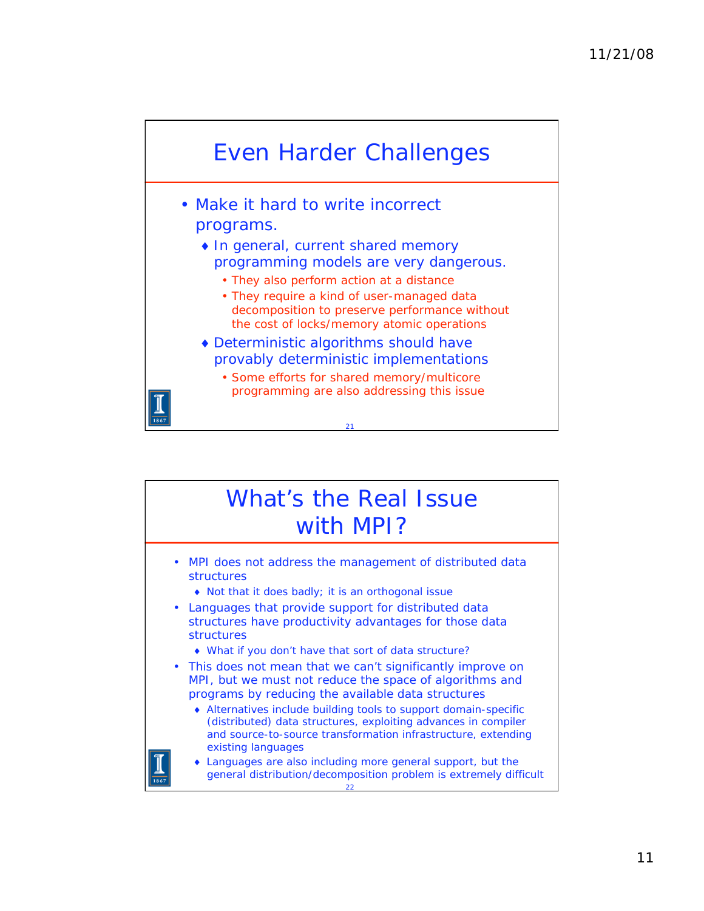## Even Harder Challenges

- Make it hard to write incorrect programs.
  - In general, current shared memory programming models are very dangerous.
    - They also perform action at a distance
    - They require a kind of user-managed data decomposition to preserve performance without the cost of locks/memory atomic operations
  - Deterministic algorithms should have provably deterministic implementations
    - Some efforts for shared memory/multicore programming are also addressing this issue

## What's the Real Issue with MPI?

- MPI does not address the management of distributed data structures
  - Not that it does badly; it is an orthogonal issue
- Languages that provide support for distributed data structures have productivity advantages for those data structures
  - What if you don't have that sort of data structure?
- This does not mean that we can't significantly improve on MPI, but we must not reduce the space of algorithms and programs by reducing the available data structures
  - Alternatives include building tools to support domain-specific (distributed) data structures, exploiting advances in compiler and source-to-source transformation infrastructure, extending existing languages
  - Languages are also including more general support, but the general distribution/decomposition problem is extremely difficult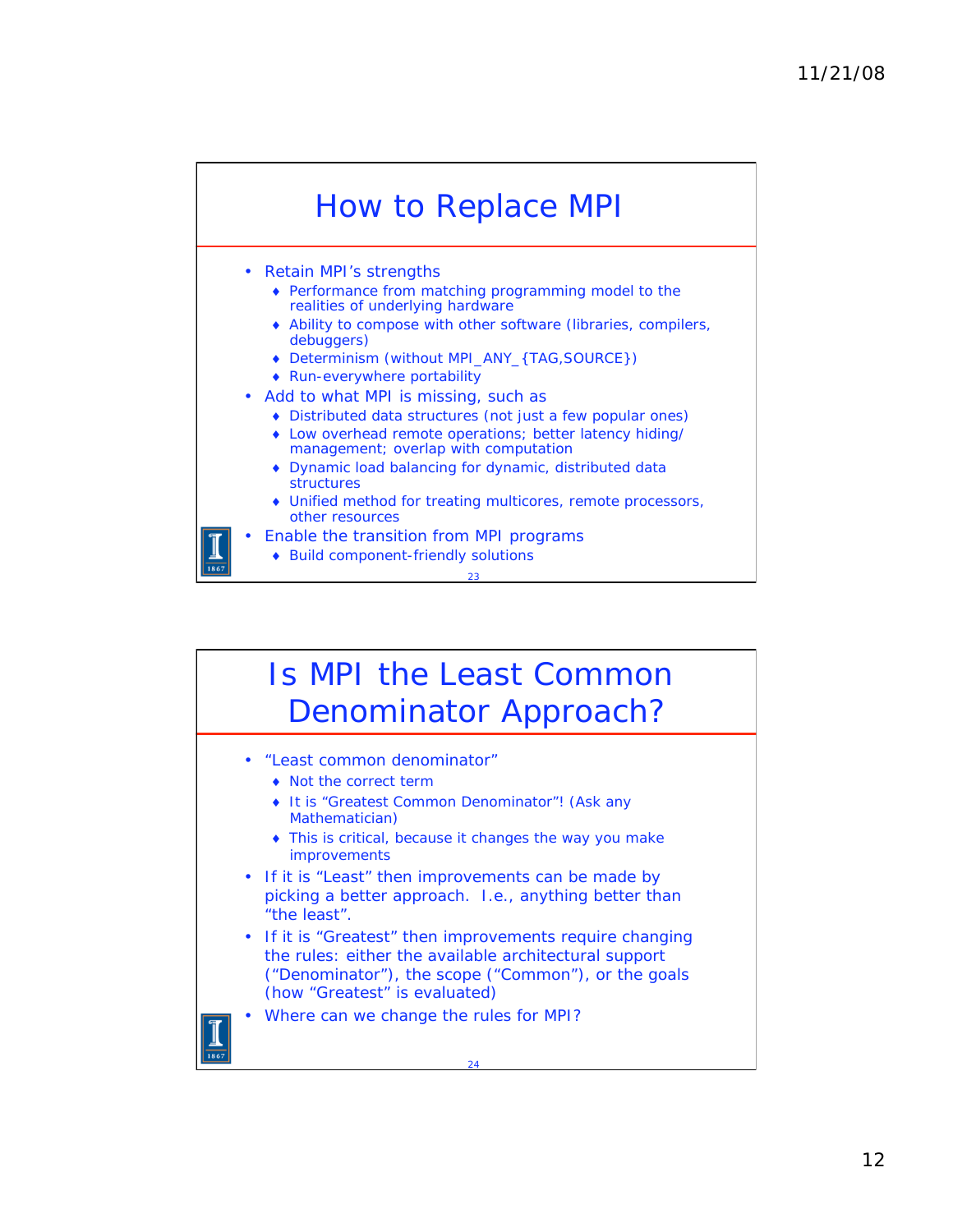## How to Replace MPI

- Retain MPI's strengths
  - Performance from matching programming model to the realities of underlying hardware
  - Ability to compose with other software (libraries, compilers, debuggers)
  - Determinism (without MPI_ANY_{TAG,SOURCE})
  - Run-everywhere portability
- Add to what MPI is missing, such as
  - Distributed data structures (not just a few popular ones)
  - Low overhead remote operations; better latency hiding/ management; overlap with computation
  - Dynamic load balancing for dynamic, distributed data structures
  - Unified method for treating multicores, remote processors, other resources
- Enable the transition from MPI programs
  - Build component-friendly solutions

## Is MPI the Least Common Denominator Approach?

- "Least common denominator"
  - Not the correct term
  - It is "Greatest Common Denominator"! (Ask any Mathematician)
  - This is critical, because it changes the way you make improvements
- If it is "Least" then improvements can be made by picking a better approach. I.e., anything better than "the least".
- If it is "Greatest" then improvements require changing the rules: either the available architectural support ("Denominator"), the scope ("Common"), or the goals (how "Greatest" is evaluated)
- Where can we change the rules for MPI?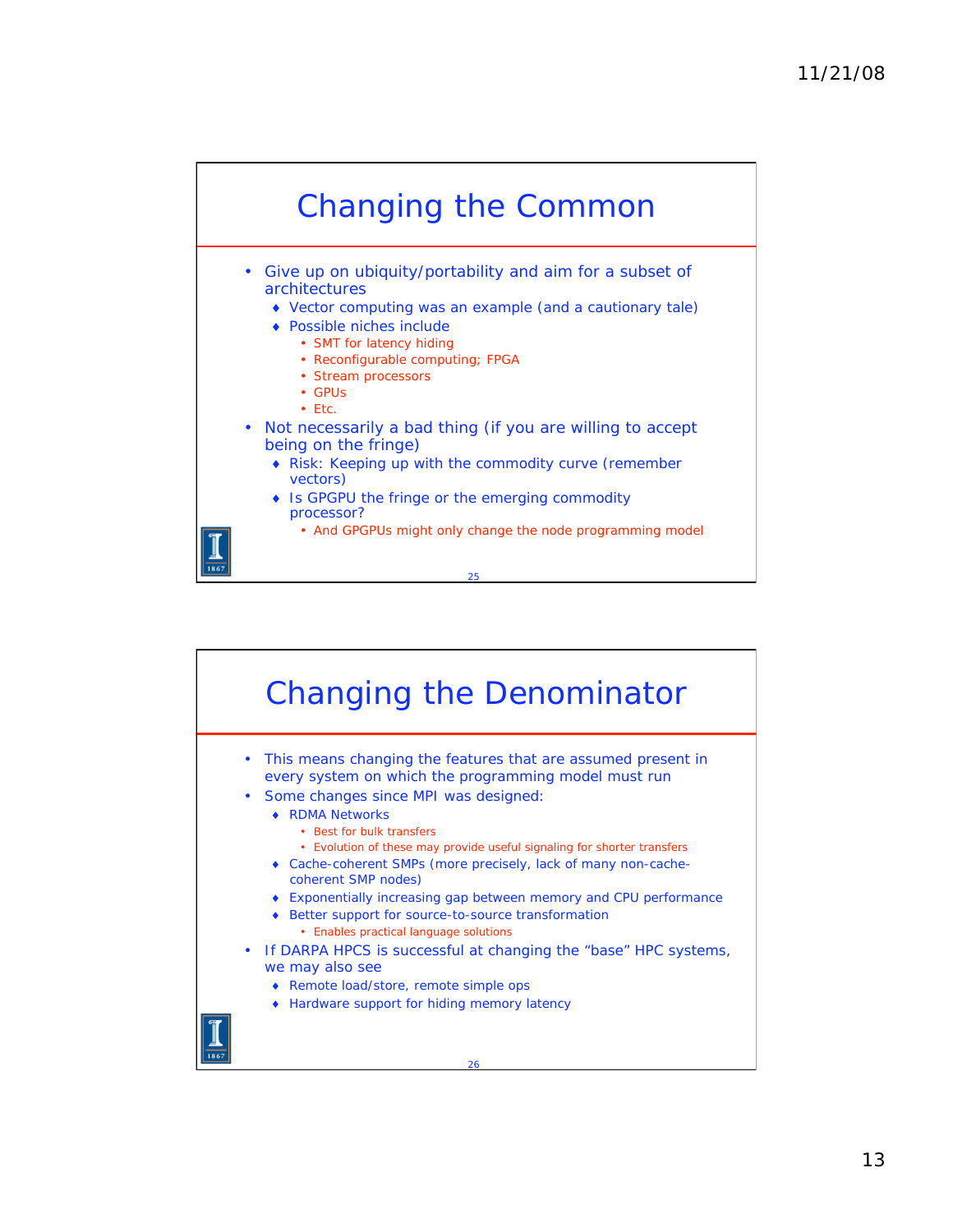## Changing the Common

- Give up on ubiquity/portability and aim for a subset of architectures
  - Vector computing was an example (and a cautionary tale)
  - Possible niches include
    - SMT for latency hiding
    - Reconfigurable computing; FPGA
    - Stream processors
    - GPUs
    - Etc.
- Not necessarily a bad thing (if you are willing to accept being on the fringe)
  - Risk: Keeping up with the commodity curve (remember vectors)
  - Is GPGPU the fringe or the emerging commodity processor?
    - And GPGPUs might only change the node programming model

## Changing the Denominator

- This means changing the features that are assumed present in every system on which the programming model must run
- Some changes since MPI was designed:
  - RDMA Networks
    - Best for bulk transfers
    - Evolution of these may provide useful signaling for shorter transfers
  - Cache-coherent SMPs (more precisely, lack of many non-cache-coherent SMP nodes)
  - Exponentially increasing gap between memory and CPU performance
  - Better support for source-to-source transformation
    - Enables practical language solutions
- If DARPA HPCS is successful at changing the “base” HPC systems, we may also see
  - Remote load/store, remote simple ops
  - Hardware support for hiding memory latency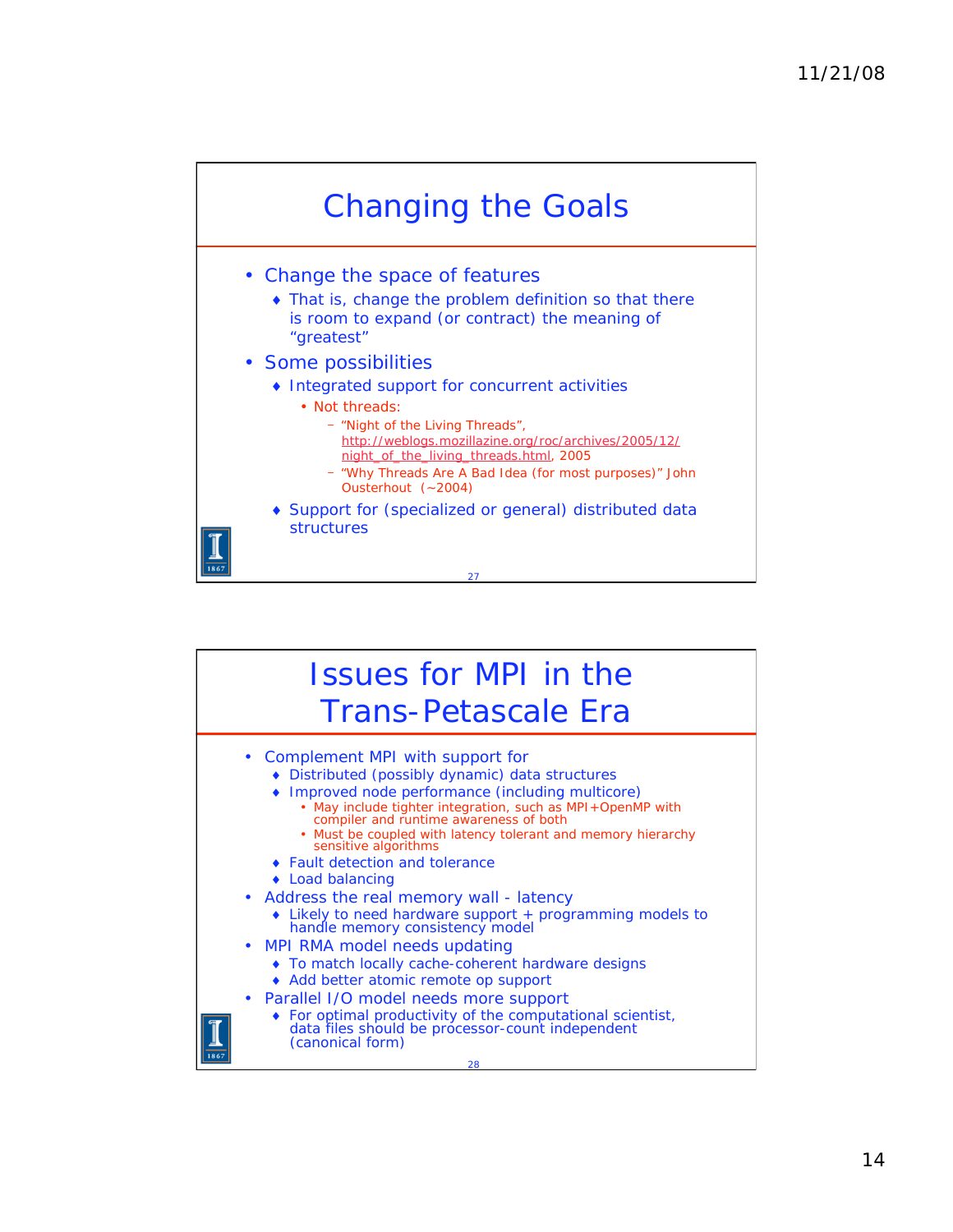## Changing the Goals

- Change the space of features
  - That is, change the problem definition so that there is room to expand (or contract) the meaning of “greatest”
- Some possibilities
  - Integrated support for concurrent activities
    - Not threads:
      - “Night of the Living Threads”, http://weblogs.mozillazine.org/roc/archives/2005/12/night_of_the_living_threads.html, 2005
      - “Why Threads Are A Bad Idea (for most purposes)” John Ousterhout (~2004)
  - Support for (specialized or general) distributed data structures

## Issues for MPI in the Trans-Petascale Era

- Complement MPI with support for
  - Distributed (possibly dynamic) data structures
  - Improved node performance (including multicore)
    - May include tighter integration, such as MPI+OpenMP with compiler and runtime awareness of both
    - Must be coupled with latency tolerant and memory hierarchy sensitive algorithms
  - Fault detection and tolerance
  - Load balancing
- Address the real memory wall - latency
  - Likely to need hardware support + programming models to handle memory consistency model
- MPI RMA model needs updating
  - To match locally cache-coherent hardware designs
  - Add better atomic remote op support
- Parallel I/O model needs more support
  - For optimal productivity of the computational scientist, data files should be processor-count independent (canonical form)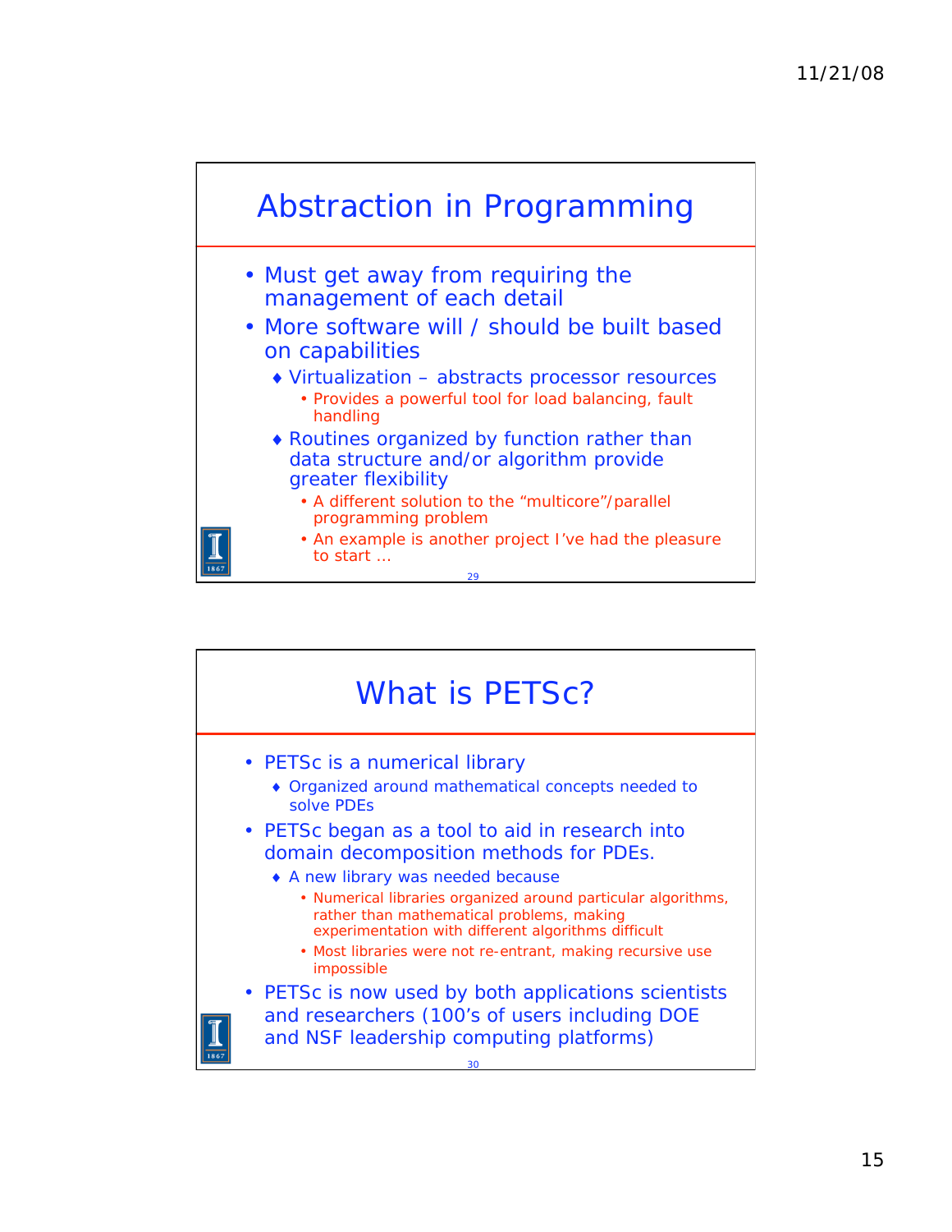## Abstraction in Programming

- Must get away from requiring the management of each detail
- More software will / should be built based on capabilities
  - Virtualization – abstracts processor resources
    - Provides a powerful tool for load balancing, fault handling
  - Routines organized by function rather than data structure and/or algorithm provide greater flexibility
    - A different solution to the “multicore”/parallel programming problem
    - An example is another project I’ve had the pleasure to start …

## What is PETSc?

- PETSc is a numerical library
  - Organized around mathematical concepts needed to solve PDEs
- PETSc began as a tool to aid in research into domain decomposition methods for PDEs.
  - A new library was needed because
    - Numerical libraries organized around particular algorithms, rather than mathematical problems, making experimentation with different algorithms difficult
    - Most libraries were not re-entrant, making recursive use impossible
- PETSc is now used by both applications scientists and researchers (100’s of users including DOE and NSF leadership computing platforms)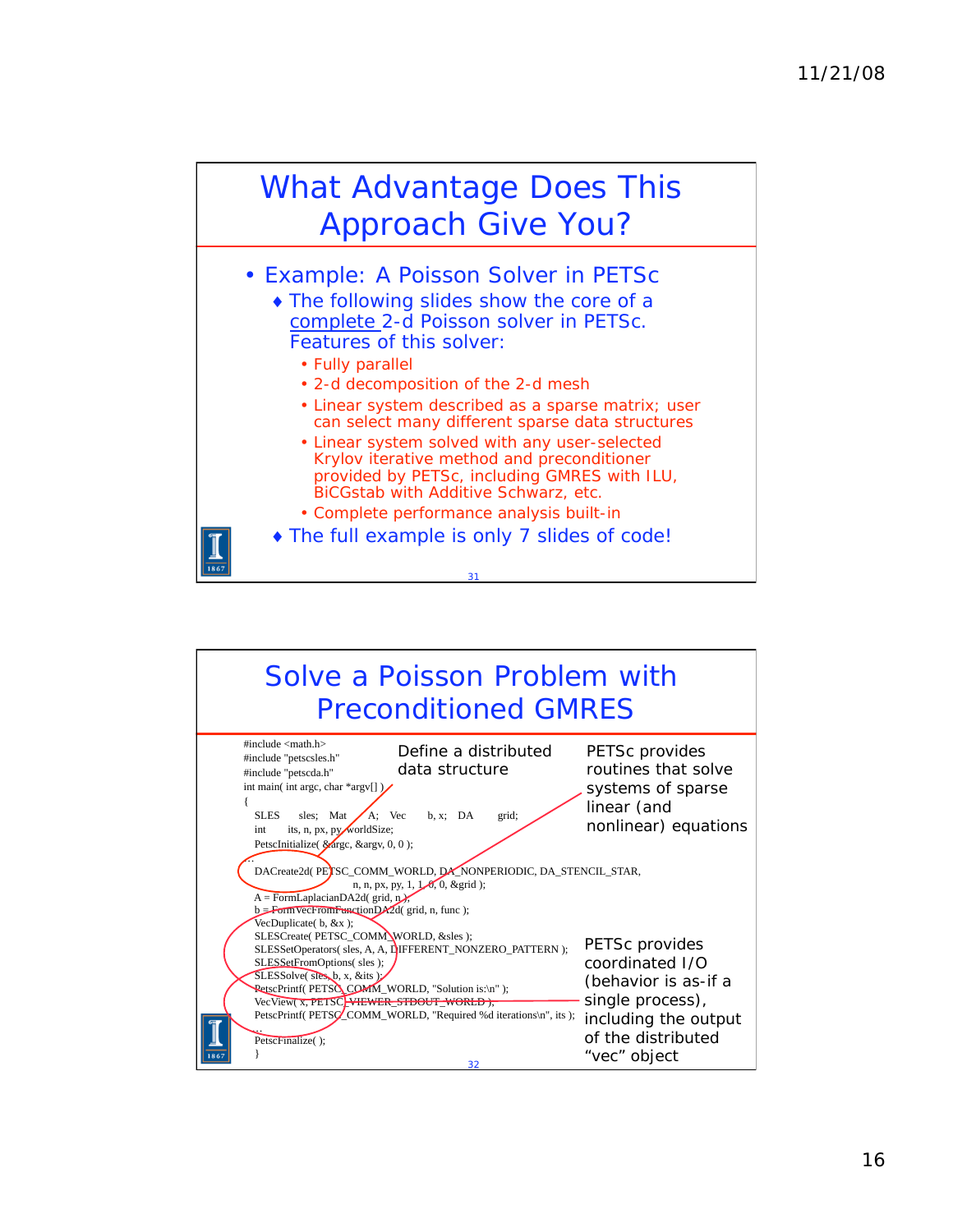## What Advantage Does This Approach Give You?

- Example: A Poisson Solver in PETSc
  - The following slides show the core of a complete 2-d Poisson solver in PETSc. Features of this solver:
    - Fully parallel
    - 2-d decomposition of the 2-d mesh
    - Linear system described as a sparse matrix; user can select many different sparse data structures
    - Linear system solved with any user-selected Krylov iterative method and preconditioner provided by PETSc, including GMRES with ILU, BiCGstab with Additive Schwarz, etc.
    - Complete performance analysis built-in
  - The full example is only 7 slides of code!

## Solve a Poisson Problem with Preconditioned GMRES

```
#include <math.h>
#include "petscsles.h"
#include "petscda.h"
int main( int argc, char *argv[] )
{
   SLES      sles;   Mat      A;   Vec      b, x;   DA      grid;
   int      its, n, px, py, worldSize;
   PetscInitialize( &argc, &argv, 0, 0 );
…
   DACreate2d( PETSC_COMM_WORLD, DA_NONPERIODIC, DA_STENCIL_STAR,
                    n, n, px, py, 1, 1, 0, 0, &grid );
   A = FormLaplacianDA2d( grid, n );
   b = FormVecFromFunctionDA2d( grid, n, func );
   VecDuplicate( b, &x );
   SLESCreate( PETSC_COMM_WORLD, &sles );
   SLESSetOperators( sles, A, A, DIFFERENT_NONZERO_PATTERN );
   SLESSetFromOptions( sles );
   SLESSolve( sles, b, x, &its );
   PetscPrintf( PETSC_COMM_WORLD, "Solution is:\n" );
   VecView( x, PETSC_VIEWER_STDOUT_WORLD );
   PetscPrintf( PETSC_COMM_WORLD, "Required %d iterations\n", its );
…
   PetscFinalize( );
}
```

Define a distributed data structure

PETSc provides routines that solve systems of sparse linear (and nonlinear) equations

PETSc provides coordinated I/O (behavior is as-if a single process), including the output of the distributed "vec" object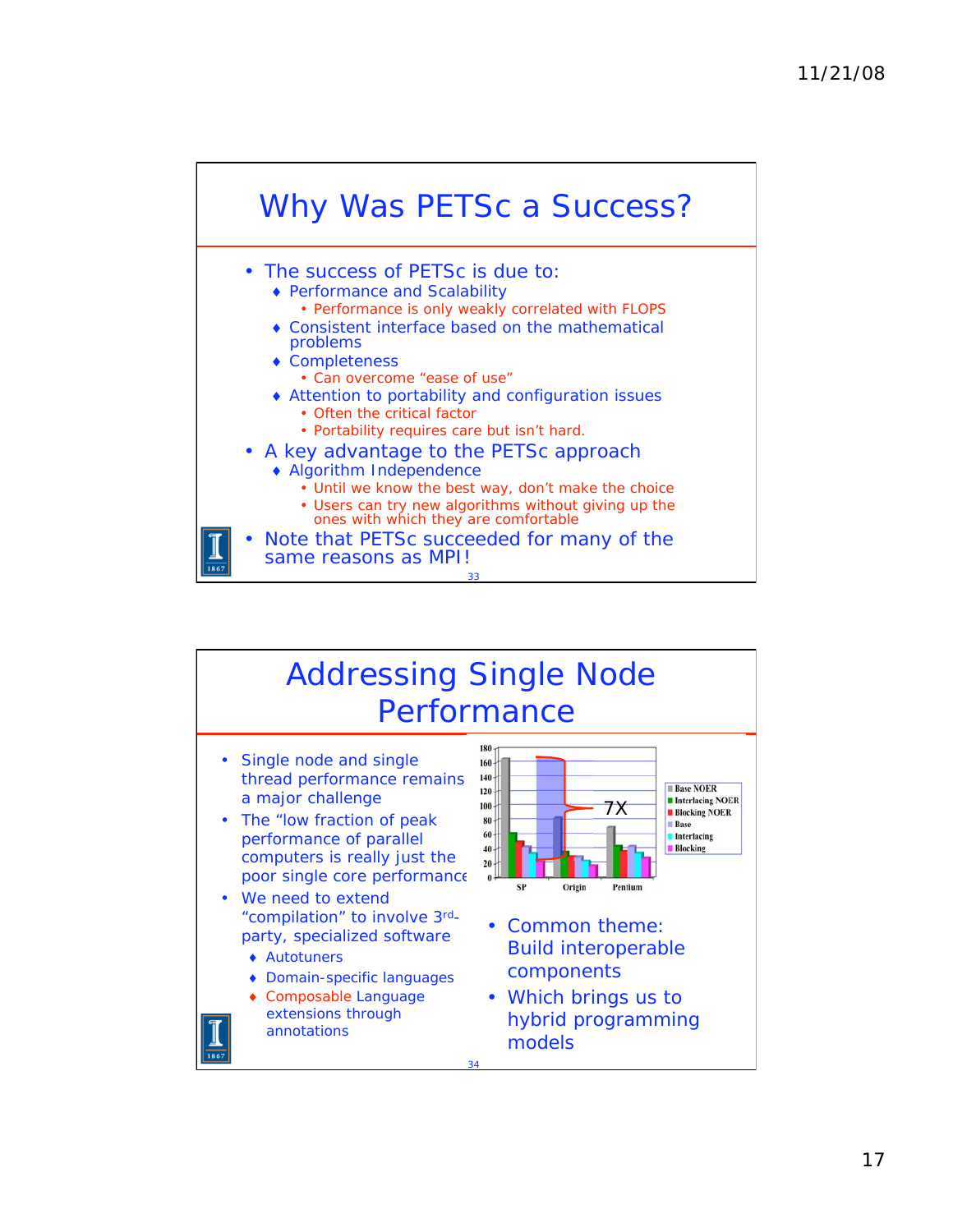# Why Was PETSc a Success?

- The success of PETSc is due to:
  - Performance and Scalability
    - Performance is only weakly correlated with FLOPS
  - Consistent interface based on the mathematical problems
  - Completeness
    - Can overcome "ease of use"
  - Attention to portability and configuration issues
    - Often the critical factor
    - Portability requires care but isn't hard.
- A key advantage to the PETSc approach
  - Algorithm Independence
    - Until we know the best way, don't make the choice
    - Users can try new algorithms without giving up the ones with which they are comfortable
- Note that PETSc succeeded for many of the same reasons as MPI!

# Addressing Single Node Performance

- Single node and single thread performance remains a major challenge
- The "low fraction of peak performance of parallel computers is really just the poor single core performance
- We need to extend "compilation" to involve 3rd-party, specialized software
  - Autotuners
  - Domain-specific languages
  - Composable Language extensions through annotations

- Common theme: Build interoperable components
- Which brings us to hybrid programming models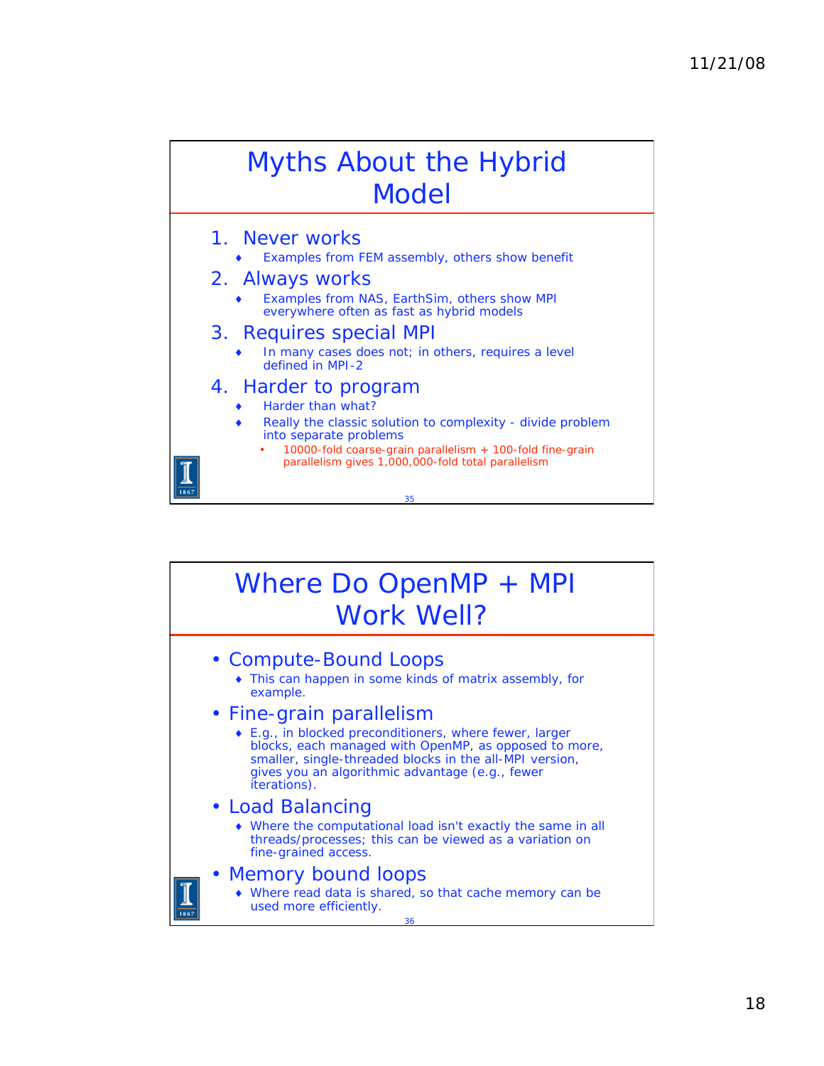## Myths About the Hybrid Model

1. Never works
   - Examples from FEM assembly, others show benefit
2. Always works
   - Examples from NAS, EarthSim, others show MPI everywhere often as fast as hybrid models
3. Requires special MPI
   - In many cases does not; in others, requires a level defined in MPI-2
4. Harder to program
   - Harder than what?
   - Really the classic solution to complexity - divide problem into separate problems
     - 10000-fold coarse-grain parallelism + 100-fold fine-grain parallelism gives 1,000,000-fold total parallelism

## Where Do OpenMP + MPI Work Well?

- Compute-Bound Loops
  - This can happen in some kinds of matrix assembly, for example.
- Fine-grain parallelism
  - E.g., in blocked preconditioners, where fewer, larger blocks, each managed with OpenMP, as opposed to more, smaller, single-threaded blocks in the all-MPI version, gives you an algorithmic advantage (e.g., fewer iterations).
- Load Balancing
  - Where the computational load isn't exactly the same in all threads/processes; this can be viewed as a variation on fine-grained access.
- Memory bound loops
  - Where read data is shared, so that cache memory can be used more efficiently.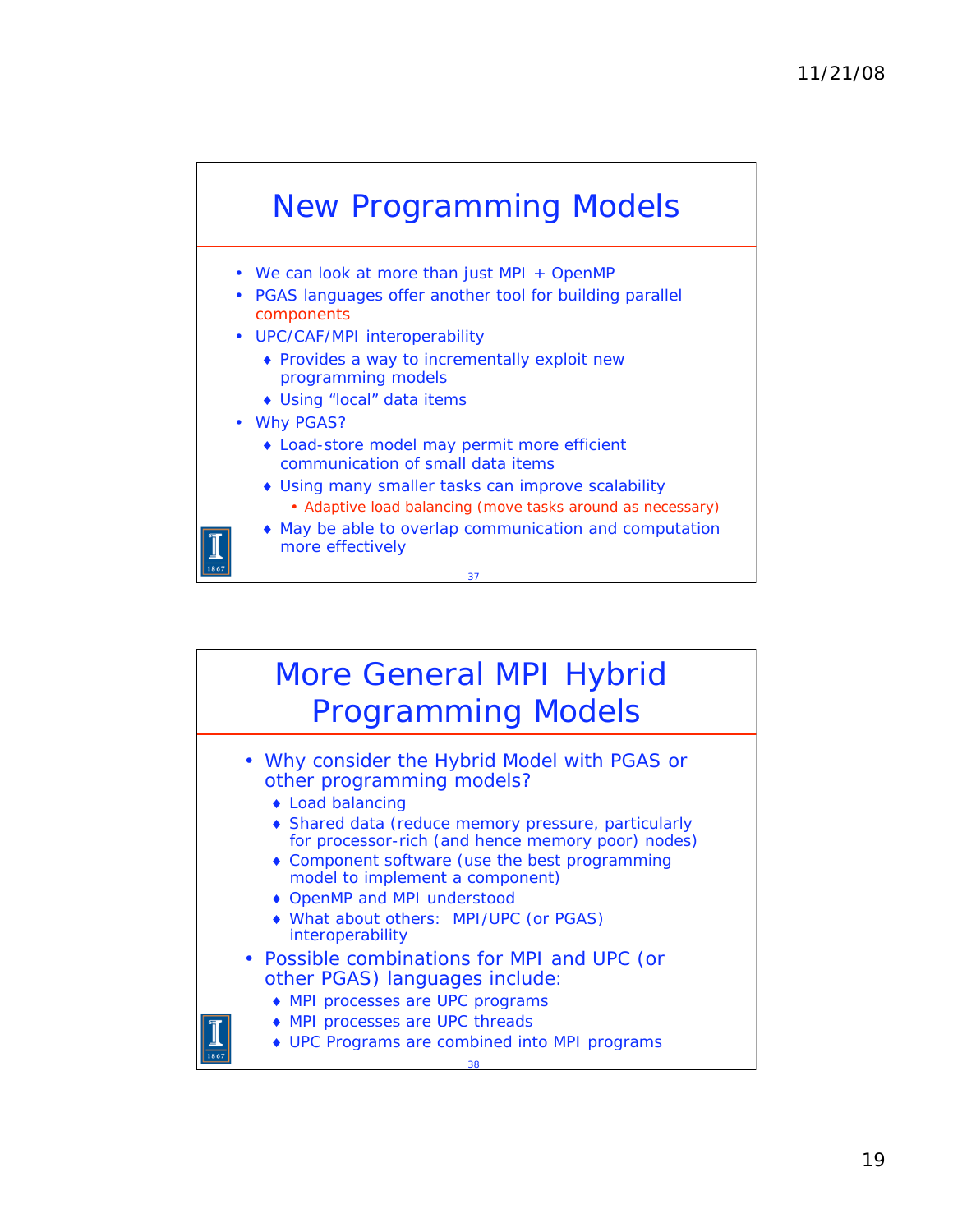## New Programming Models

- We can look at more than just MPI + OpenMP
- PGAS languages offer another tool for building parallel components
- UPC/CAF/MPI interoperability
  - Provides a way to incrementally exploit new programming models
  - Using "local" data items
- Why PGAS?
  - Load-store model may permit more efficient communication of small data items
  - Using many smaller tasks can improve scalability
    - Adaptive load balancing (move tasks around as necessary)
  - May be able to overlap communication and computation more effectively

## More General MPI Hybrid Programming Models

- Why consider the Hybrid Model with PGAS or other programming models?
  - Load balancing
  - Shared data (reduce memory pressure, particularly for processor-rich (and hence memory poor) nodes)
  - Component software (use the best programming model to implement a component)
  - OpenMP and MPI understood
  - What about others: MPI/UPC (or PGAS) interoperability
- Possible combinations for MPI and UPC (or other PGAS) languages include:
  - MPI processes are UPC programs
  - MPI processes are UPC threads
  - UPC Programs are combined into MPI programs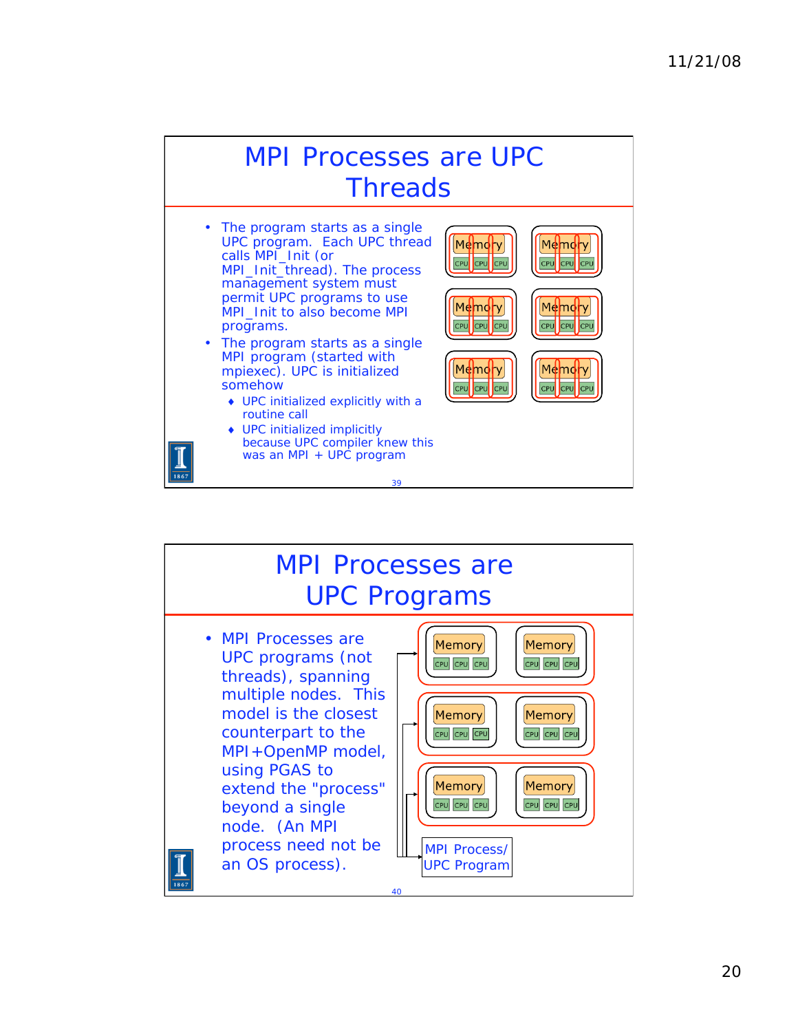## MPI Processes are UPC Threads

- The program starts as a single UPC program. Each UPC thread calls MPI_Init (or MPI_Init_thread). The process management system must permit UPC programs to use MPI_Init to also become MPI programs.
- The program starts as a single MPI program (started with mpiexec). UPC is initialized somehow
  - UPC initialized explicitly with a routine call
  - UPC initialized implicitly because UPC compiler knew this was an MPI + UPC program

## MPI Processes are UPC Programs

- MPI Processes are UPC programs (not threads), spanning multiple nodes. This model is the closest counterpart to the MPI+OpenMP model, using PGAS to extend the "process" beyond a single node. (An MPI process need not be an OS process).

MPI Process/ UPC Program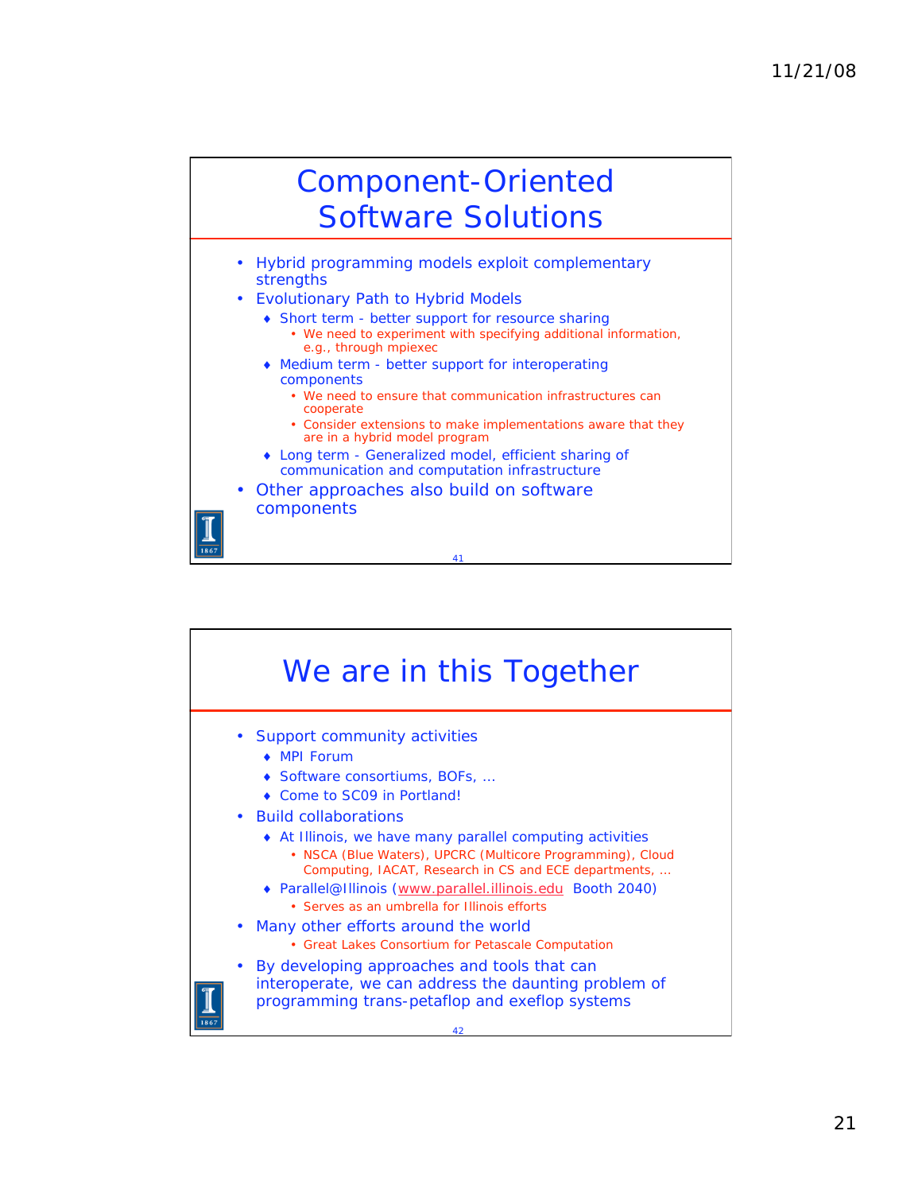## Component-Oriented Software Solutions

- Hybrid programming models exploit complementary strengths
- Evolutionary Path to Hybrid Models
  - Short term - better support for resource sharing
    - We need to experiment with specifying additional information, e.g., through mpiexec
  - Medium term - better support for interoperating components
    - We need to ensure that communication infrastructures can cooperate
    - Consider extensions to make implementations aware that they are in a hybrid model program
  - Long term - Generalized model, efficient sharing of communication and computation infrastructure
- Other approaches also build on software components

## We are in this Together

- Support community activities
  - MPI Forum
  - Software consortiums, BOFs, …
  - Come to SC09 in Portland!
- Build collaborations
  - At Illinois, we have many parallel computing activities
    - NSCA (Blue Waters), UPCRC (Multicore Programming), Cloud Computing, IACAT, Research in CS and ECE departments, …
  - Parallel@Illinois (www.parallel.illinois.edu Booth 2040)
    - Serves as an umbrella for Illinois efforts
- Many other efforts around the world
  - Great Lakes Consortium for Petascale Computation
- By developing approaches and tools that can interoperate, we can address the daunting problem of programming trans-petaflop and exeflop systems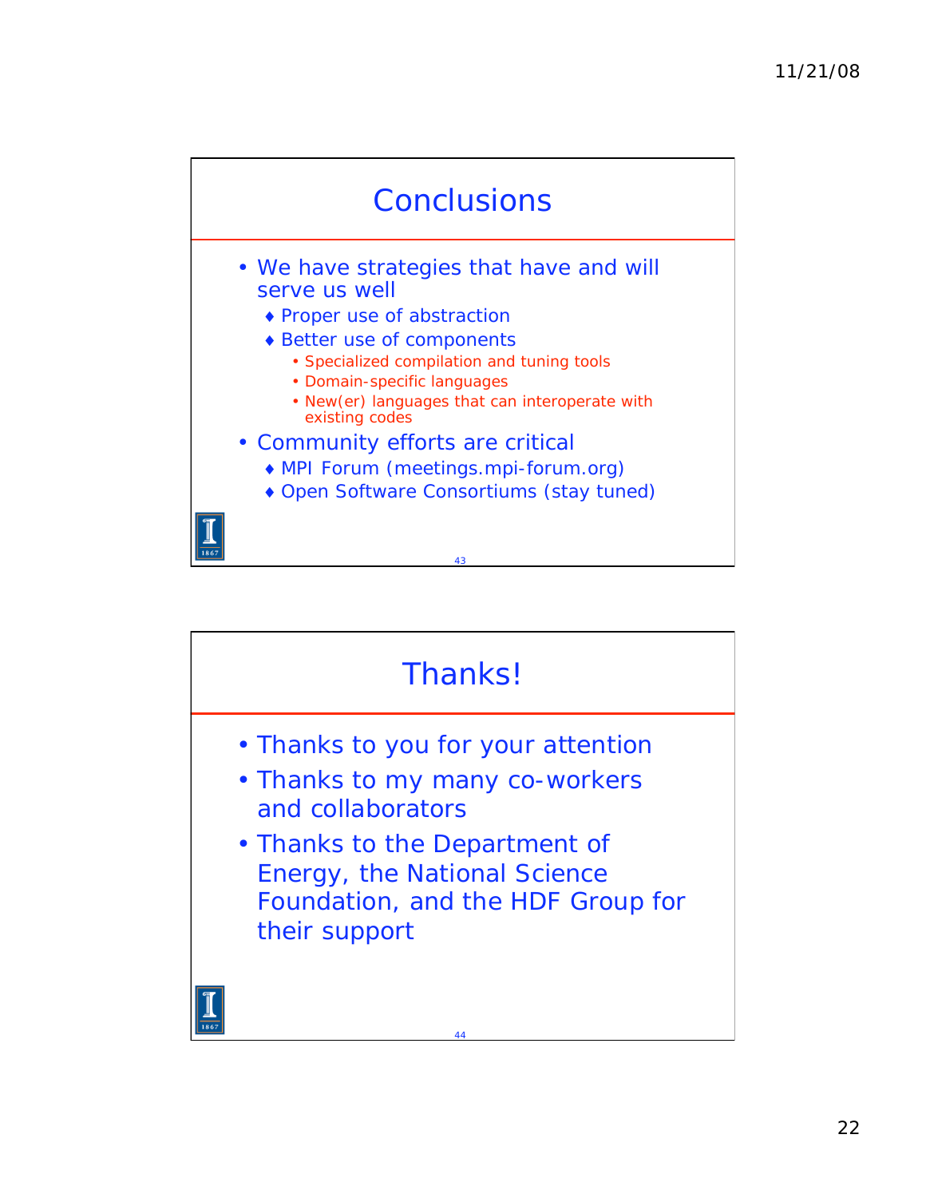## Conclusions

- We have strategies that have and will serve us well
  - Proper use of abstraction
  - Better use of components
    - Specialized compilation and tuning tools
    - Domain-specific languages
    - New(er) languages that can interoperate with existing codes
- Community efforts are critical
  - MPI Forum (meetings.mpi-forum.org)
  - Open Software Consortiums (stay tuned)

## Thanks!

- Thanks to you for your attention
- Thanks to my many co-workers and collaborators
- Thanks to the Department of Energy, the National Science Foundation, and the HDF Group for their support